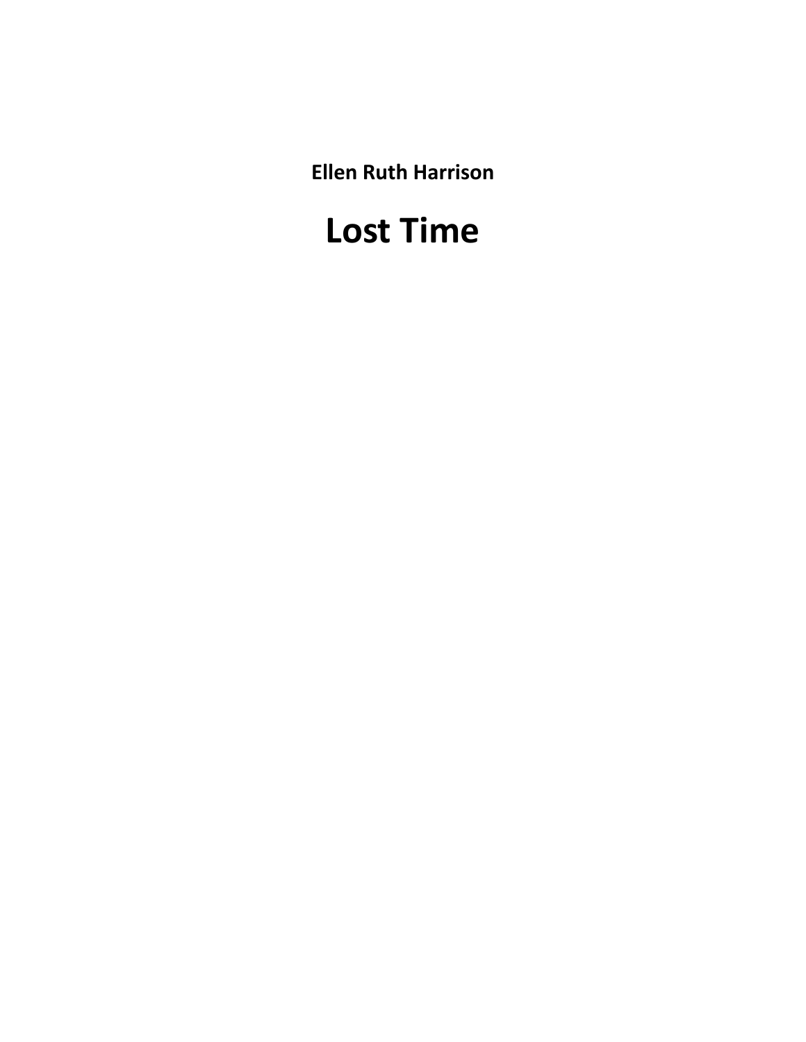**Ellen Ruth Harrison**

# Lost Time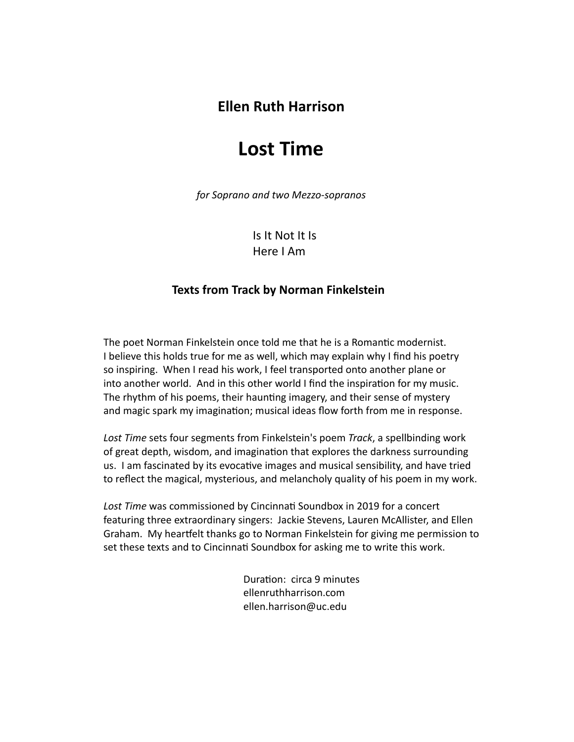## Ellen Ruth Harrison

# Lost Time

*for Soprano and two Mezzo-sopranos*

Is It Not It Is
Here I Am

### Texts from Track by Norman Finkelstein

The poet Norman Finkelstein once told me that he is a Romantic modernist. I believe this holds true for me as well, which may explain why I find his poetry so inspiring. When I read his work, I feel transported onto another plane or into another world. And in this other world I find the inspiration for my music. The rhythm of his poems, their haunting imagery, and their sense of mystery and magic spark my imagination; musical ideas flow forth from me in response.

*Lost Time* sets four segments from Finkelstein's poem *Track*, a spellbinding work of great depth, wisdom, and imagination that explores the darkness surrounding us. I am fascinated by its evocative images and musical sensibility, and have tried to reflect the magical, mysterious, and melancholy quality of his poem in my work.

*Lost Time* was commissioned by Cincinnati Soundbox in 2019 for a concert featuring three extraordinary singers: Jackie Stevens, Lauren McAllister, and Ellen Graham. My heartfelt thanks go to Norman Finkelstein for giving me permission to set these texts and to Cincinnati Soundbox for asking me to write this work.

Duration: circa 9 minutes
ellenruthharrison.com
ellen.harrison@uc.edu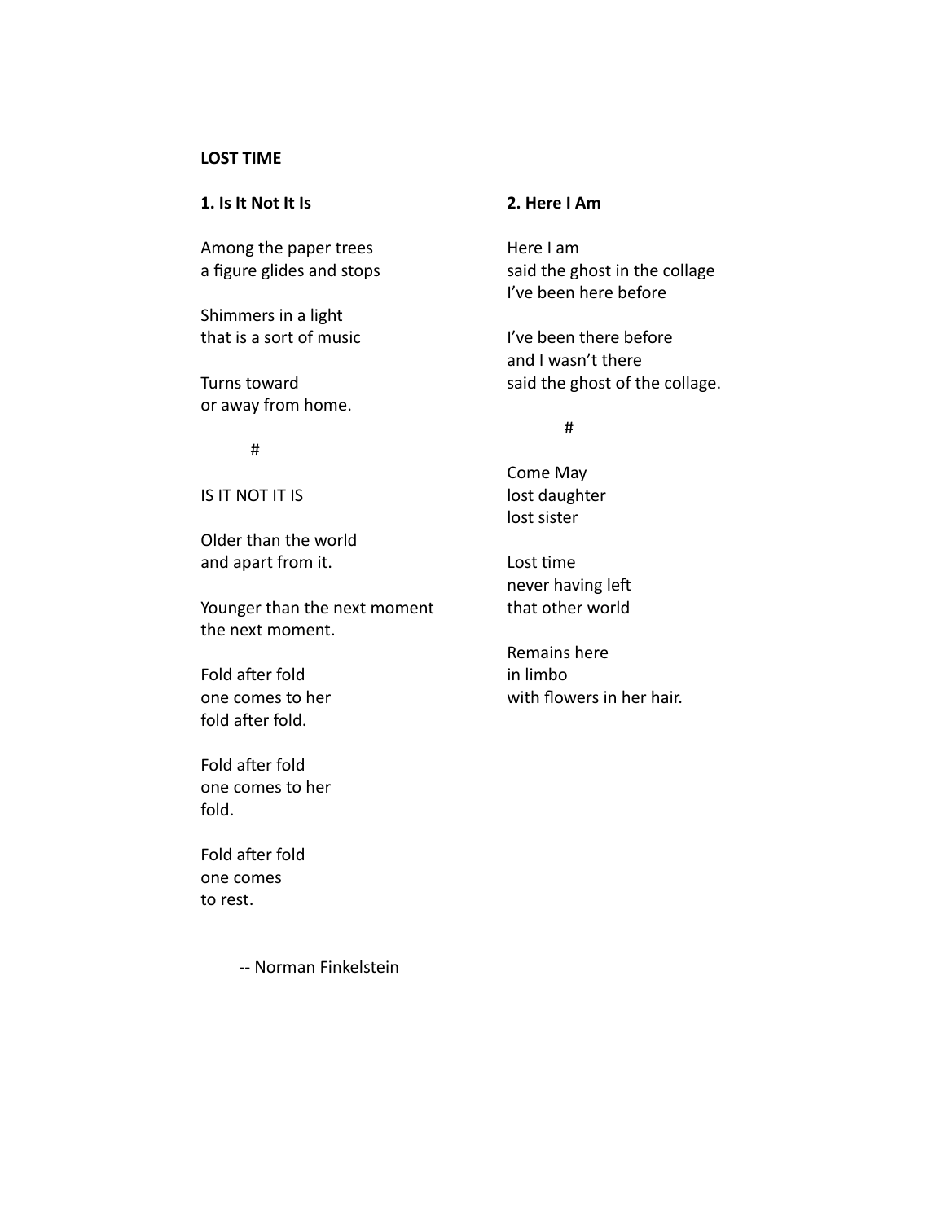**LOST TIME**

**1. Is It Not It Is**

Among the paper trees
a figure glides and stops

Shimmers in a light
that is a sort of music

Turns toward
or away from home.

#

IS IT NOT IT IS

Older than the world
and apart from it.

Younger than the next moment
the next moment.

Fold after fold
one comes to her
fold after fold.

Fold after fold
one comes to her
fold.

Fold after fold
one comes
to rest.

**2. Here I Am**

Here I am
said the ghost in the collage
I've been here before

I've been there before
and I wasn't there
said the ghost of the collage.

#

Come May
lost daughter
lost sister

Lost time
never having left
that other world

Remains here
in limbo
with flowers in her hair.

-- Norman Finkelstein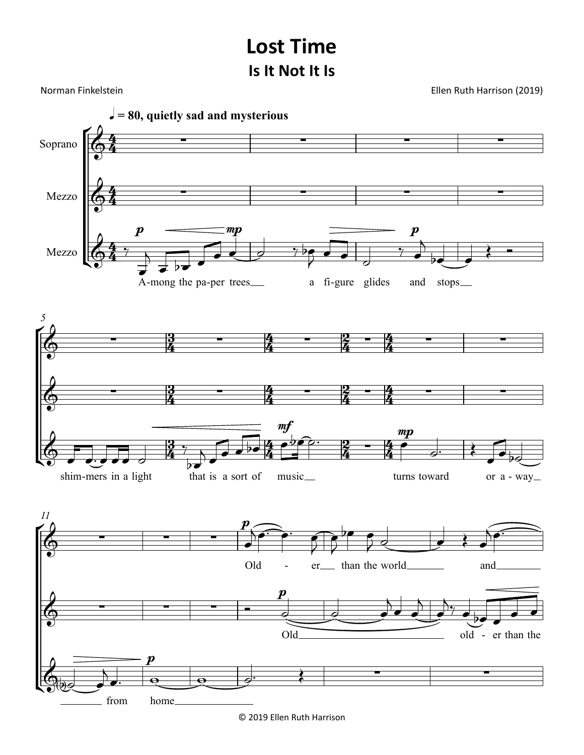# Lost Time

## Is It Not It Is

Norman Finkelstein

Ellen Ruth Harrison (2019)

**♩ = 80, quietly sad and mysterious**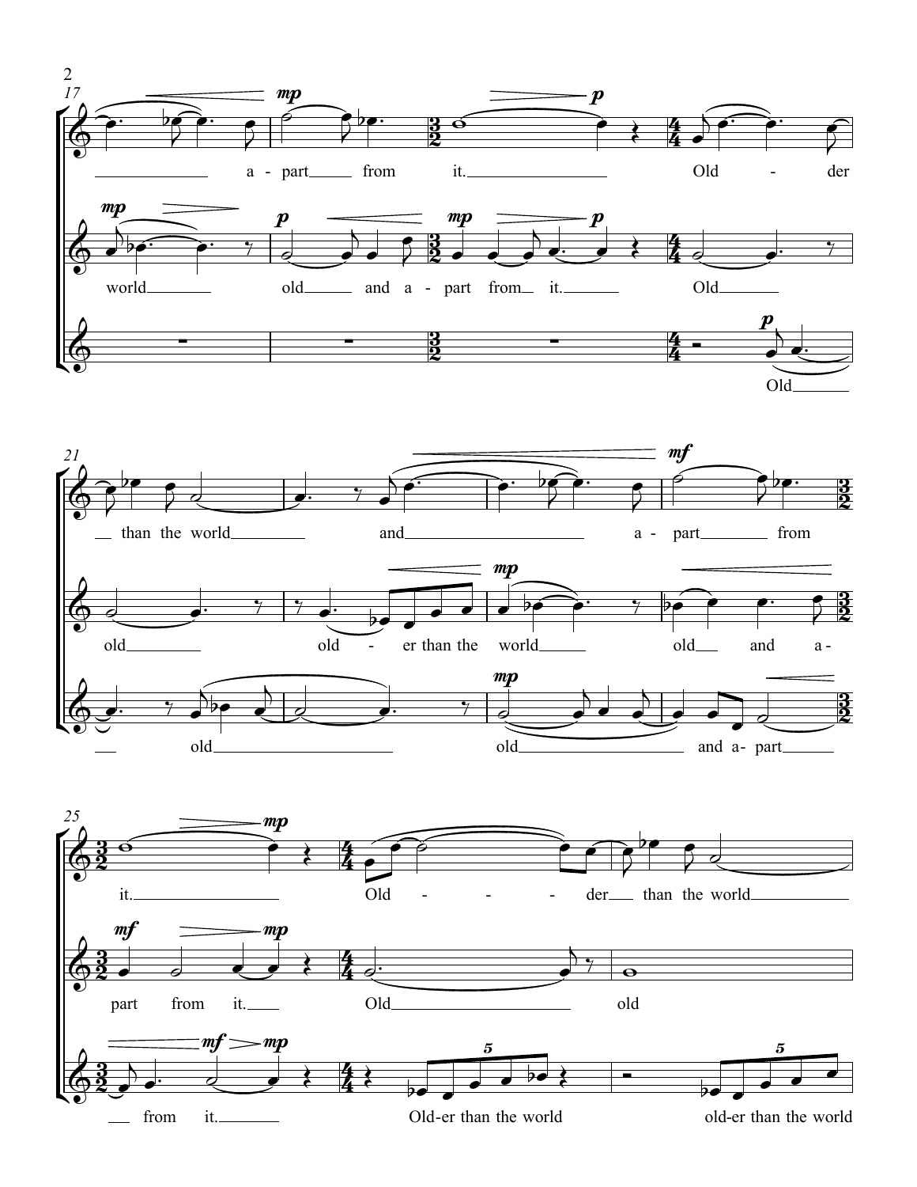17

a - part from it. Old - der

world old and a - part from it. Old

Old

21

than the world and a - part from

old old - er than the world old and a -

old old and a- part

25

it. Old - - - der than the world

part from it. Old old

from it. Old-er than the world old-er than the world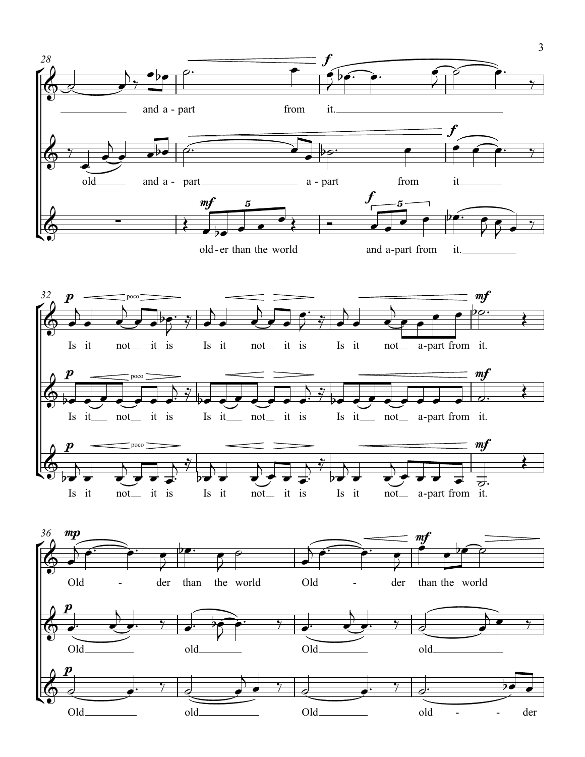28

and a - part from it.

old and a - part a - part from it

old - er than the world and a-part from it.

32

Is it not it is Is it not it is Is it not a-part from it.

Is it not it is Is it not it is Is it not a-part from it.

Is it not it is Is it not it is Is it not a-part from it.

36

Old - der than the world Old - der than the world

Old old Old old

Old old Old old - - der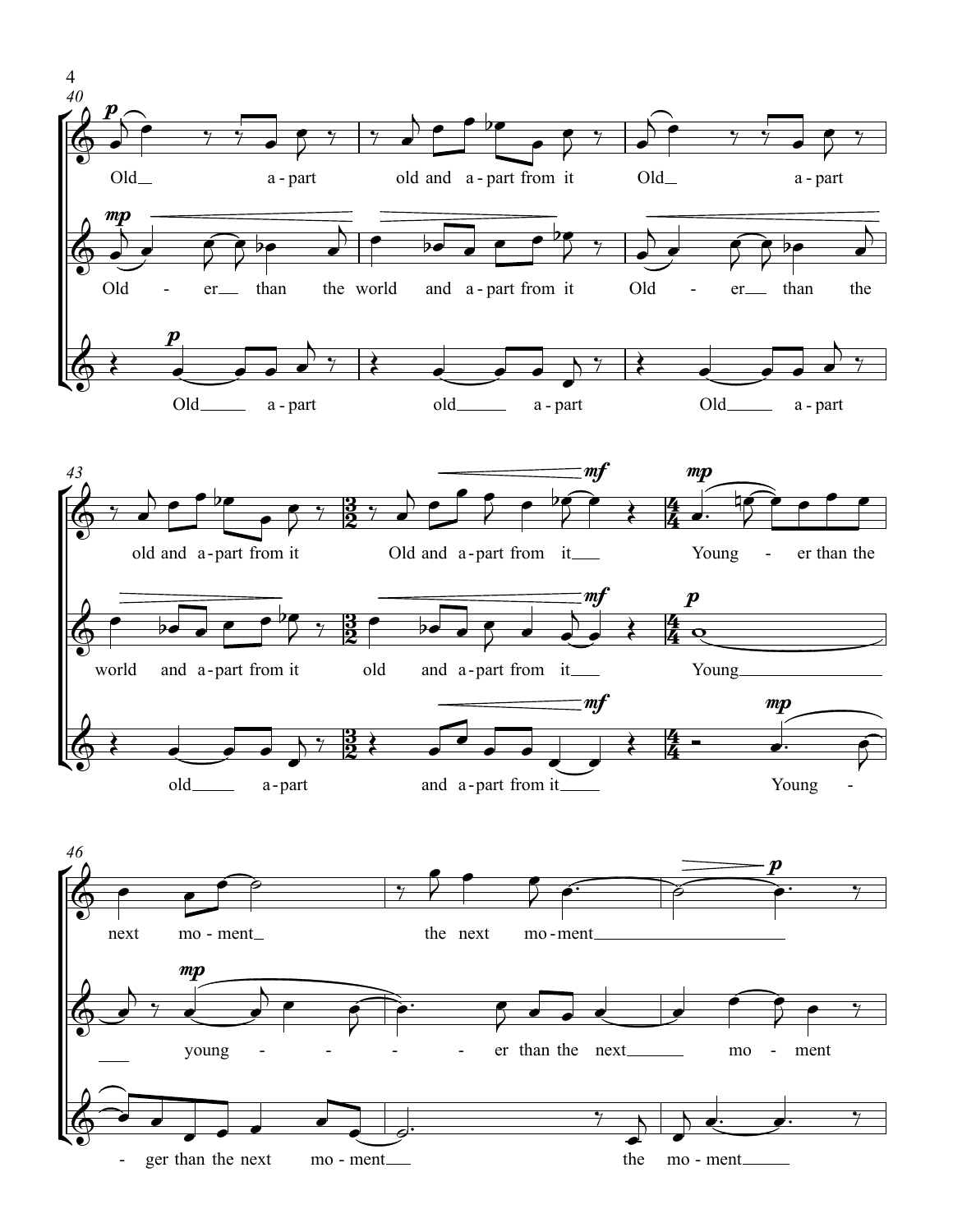40

Old apart old and apart from it Old apart

Old - er than the world and apart from it Old - er than the

Old apart old apart Old apart

43

old and apart from it Old and apart from it Young - er than the

world and apart from it old and apart from it Young

old apart and apart from it Young -

46

next mo-ment the next mo-ment

young - - - - er than the next mo - ment

- ger than the next mo-ment the mo-ment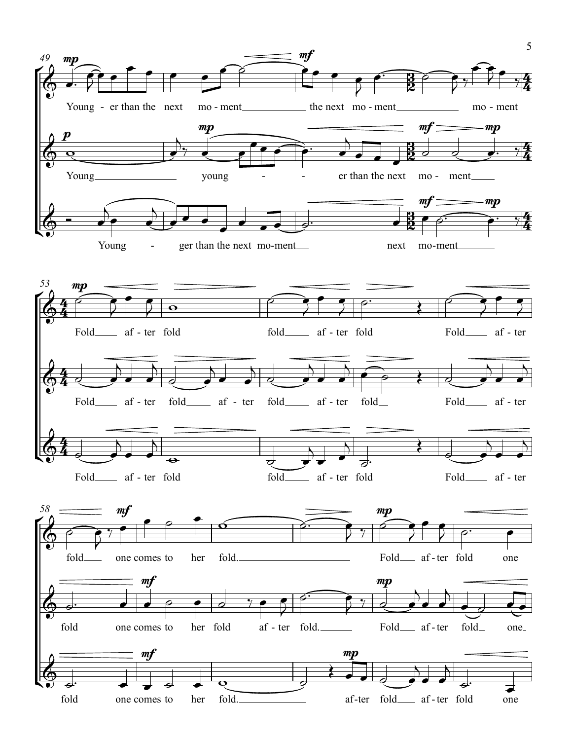Young - er than the next mo - ment the next mo - ment mo - ment

Young young - - er than the next mo - ment

Young - ger than the next mo-ment next mo-ment

Fold af - ter fold fold af - ter fold Fold af - ter

Fold af - ter fold af - ter fold af - ter fold Fold af - ter

Fold af - ter fold fold af - ter fold Fold af - ter

fold one comes to her fold. Fold af - ter fold one

fold one comes to her fold af - ter fold. Fold af - ter fold one

fold one comes to her fold. af-ter fold af - ter fold one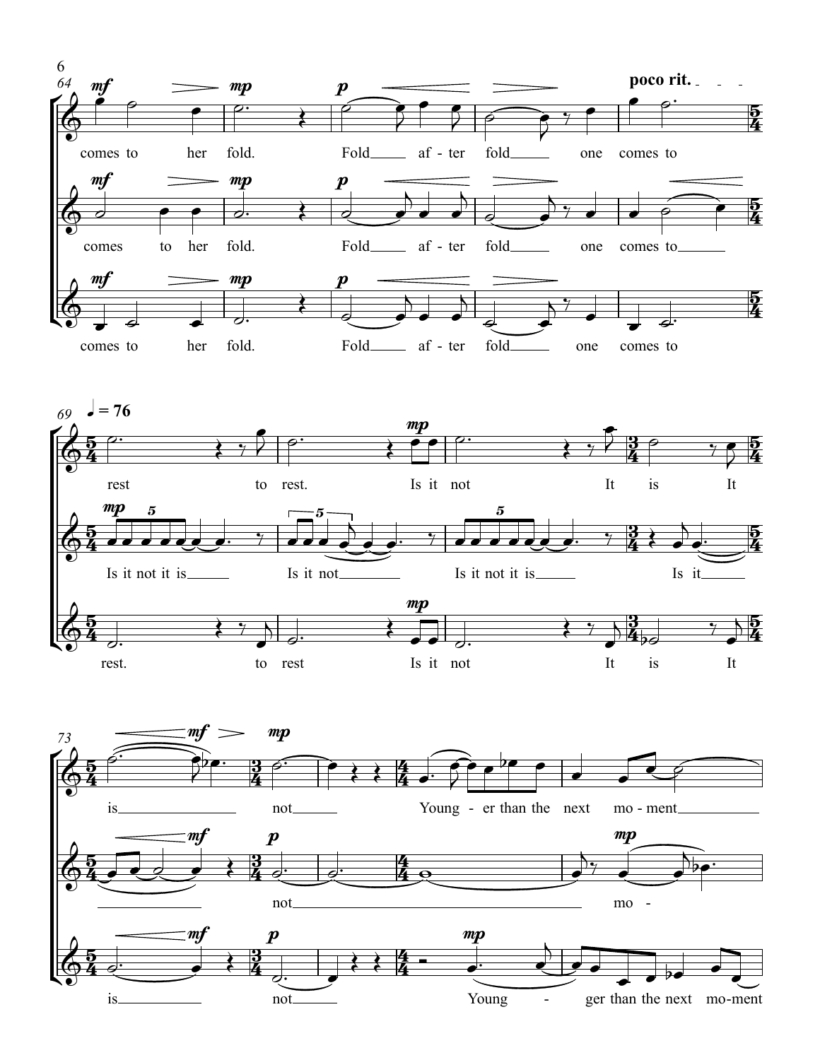64

poco rit.

comes to her fold. Fold after fold one comes to

comes to her fold. Fold after fold one comes to

comes to her fold. Fold after fold one comes to

69 ♩ = 76

rest to rest. Is it not It is It

Is it not it is Is it not Is it not it is Is it

rest. to rest Is it not It is It

73

is not Young - er than the next mo - ment

not mo -

is not Young - ger than the next mo - ment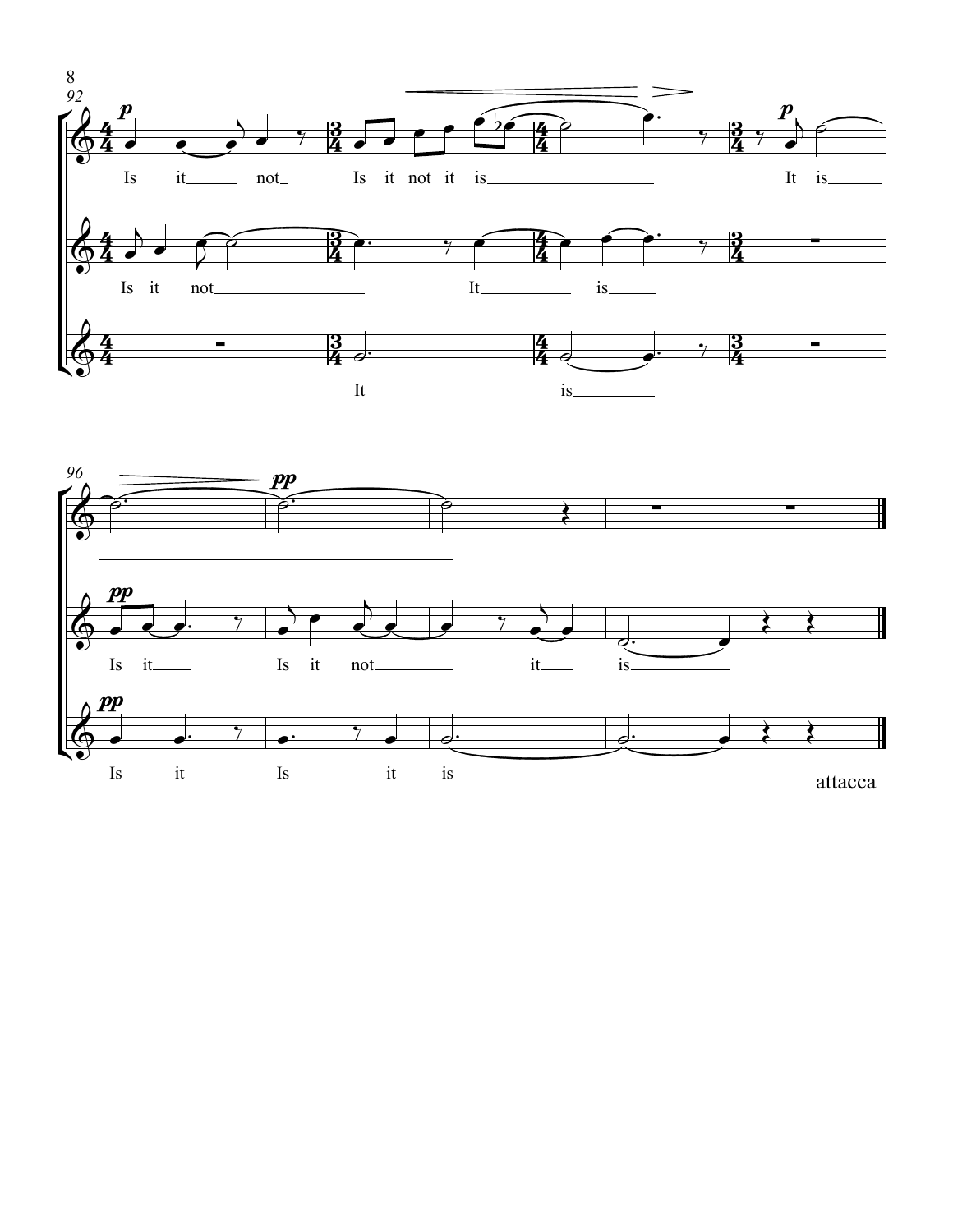attacca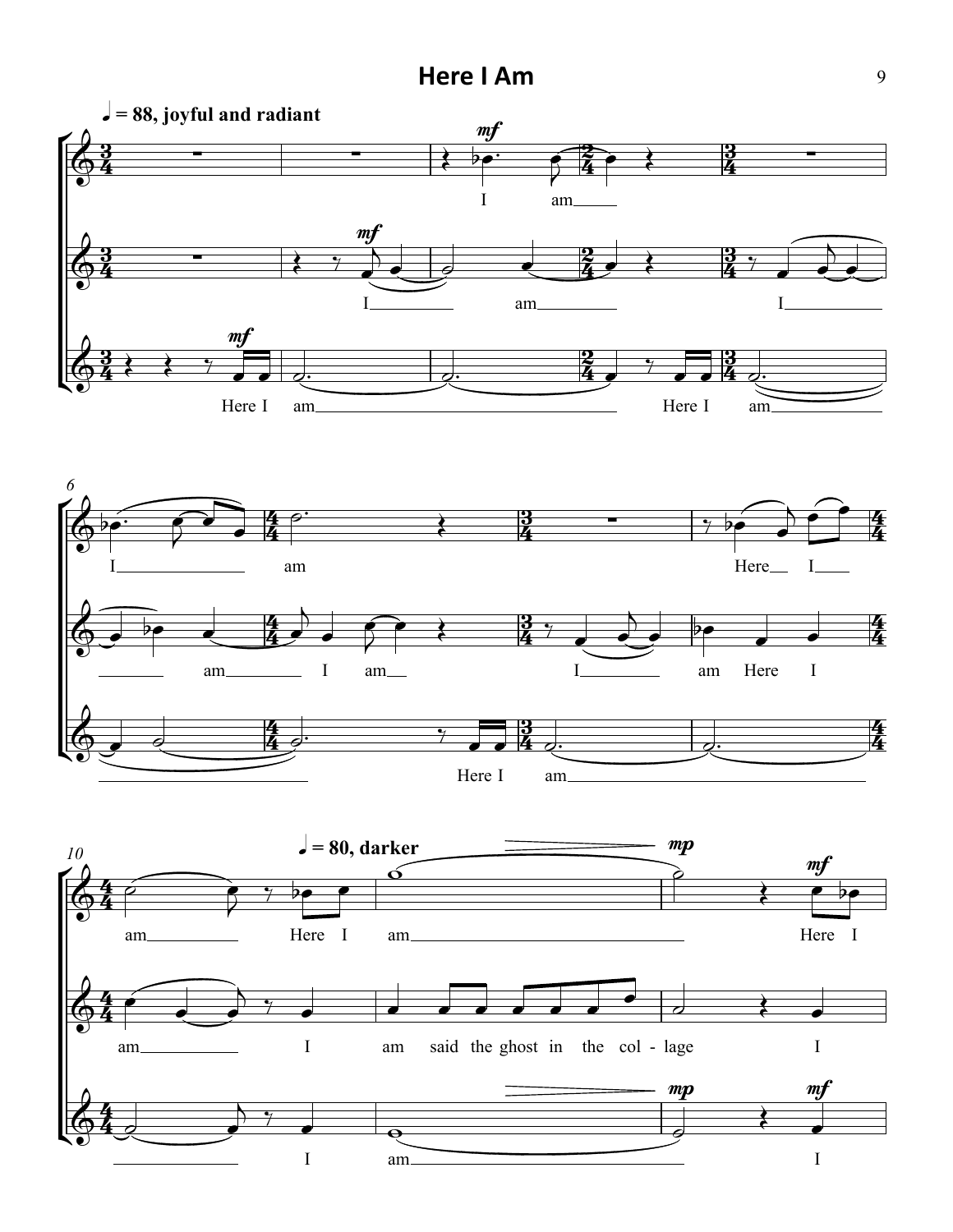# Here I Am

♩ = 88, joyful and radiant

♩ = 80, darker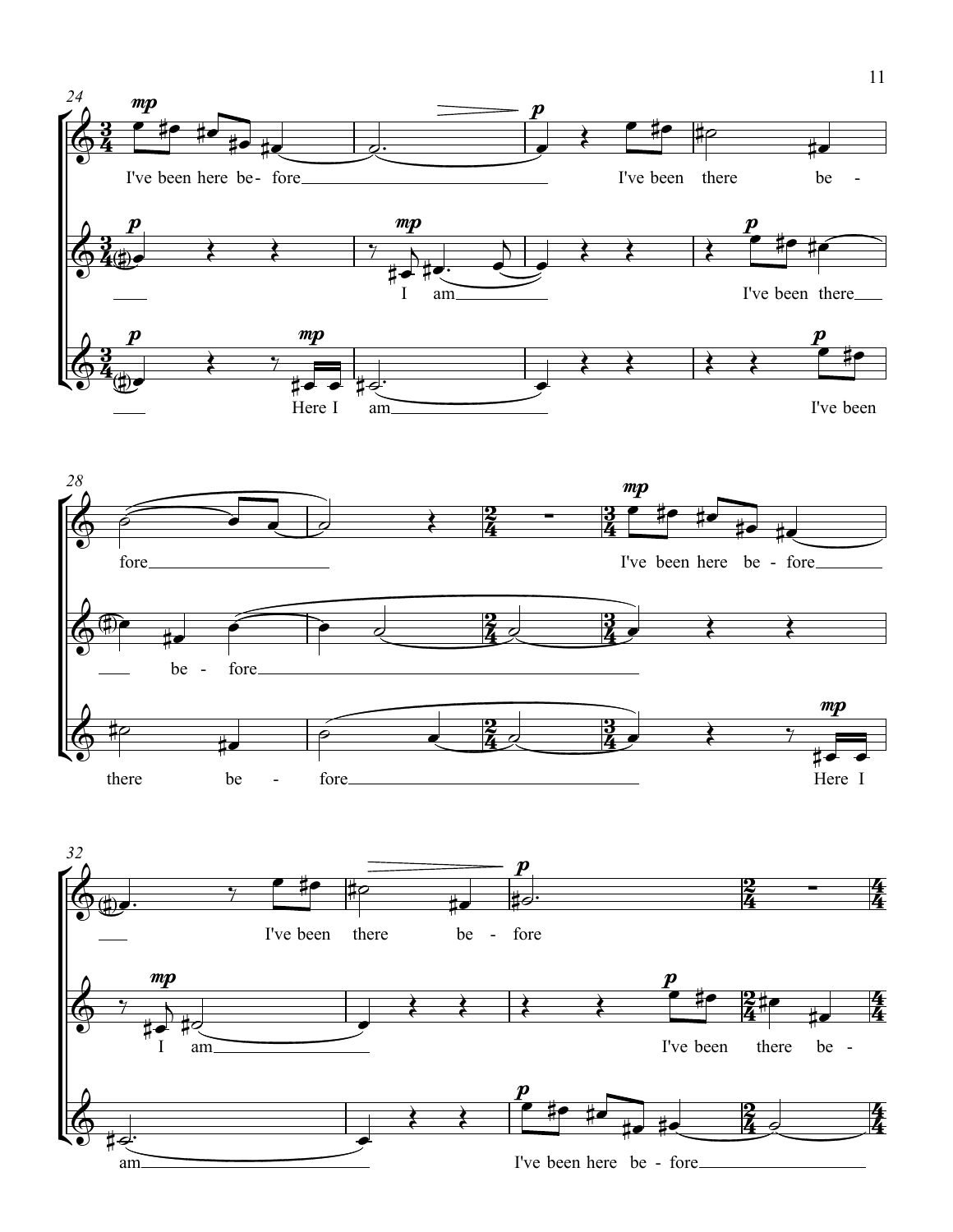I've been here be- fore I've been there be -

I am I've been there

Here I am I've been

fore I've been here be - fore

be - fore

there be - fore Here I

I've been there be - fore

I am I've been there be -

am I've been here be - fore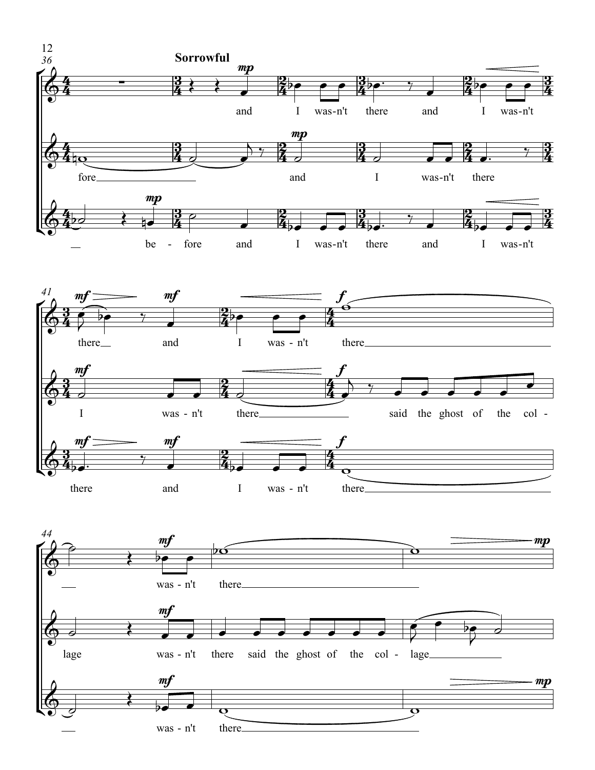**Sorrowful**

and I was-n't there and I was-n't

fore and I was-n't there

be - fore and I was-n't there and I was-n't

there and I was - n't there

I was - n't there said the ghost of the col -

there and I was - n't there

was - n't there

lage was - n't there said the ghost of the col - lage

was - n't there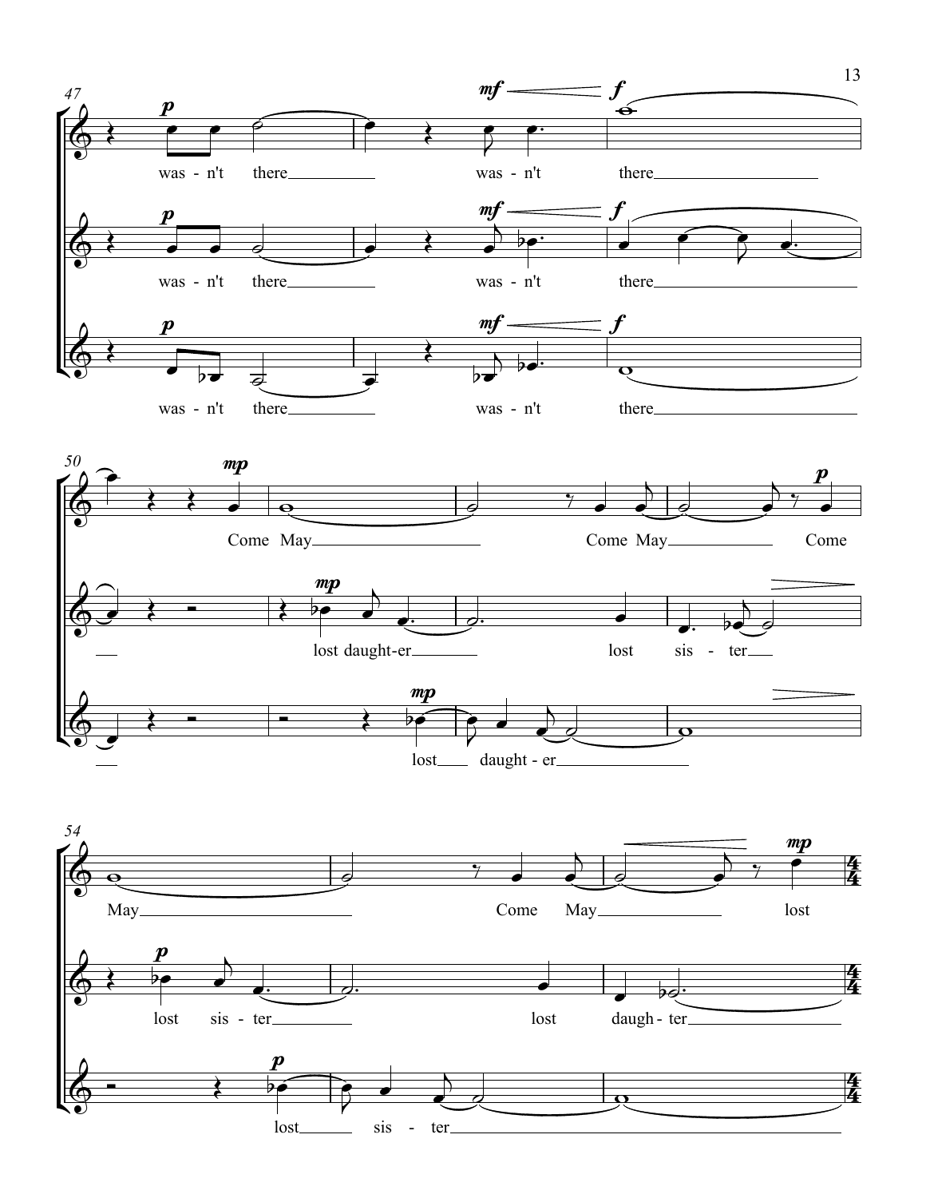47

was - n't there was - n't there

was - n't there was - n't there

was - n't there was - n't there

50

Come May Come May Come

lost daught-er lost sis - ter

lost daught - er

54

May Come May lost

lost sis - ter lost daugh - ter

lost sis - ter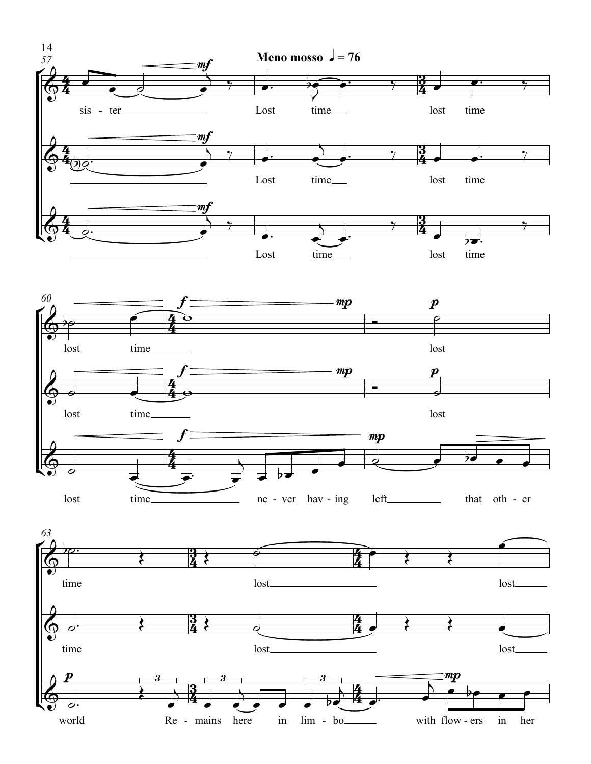**Meno mosso** ♩ = 76

sis - ter ___ Lost time ___ lost time

lost time ___ lost

time lost ___ lost ___

Lost time ___ lost time

lost time ___ lost

time lost ___ lost ___

Lost time ___ lost time

lost time ___ ne - ver hav - ing left ___ that oth - er

world Re - mains here in lim - bo ___ with flow - ers in her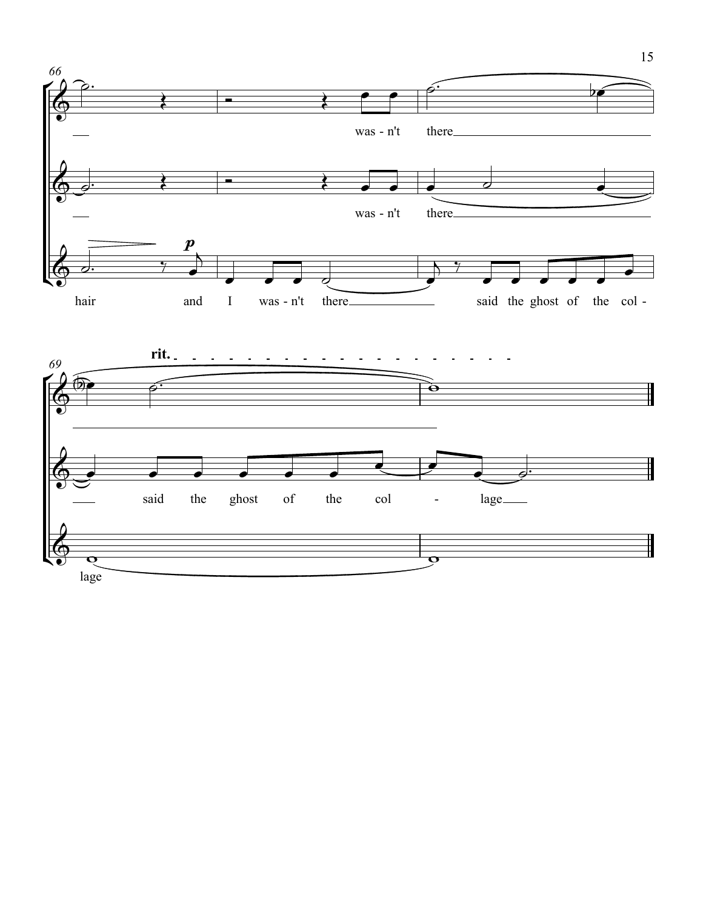66

was - n't there

was - n't there

hair and I was - n't there said the ghost of the col -

69

rit.

said the ghost of the col - lage

lage